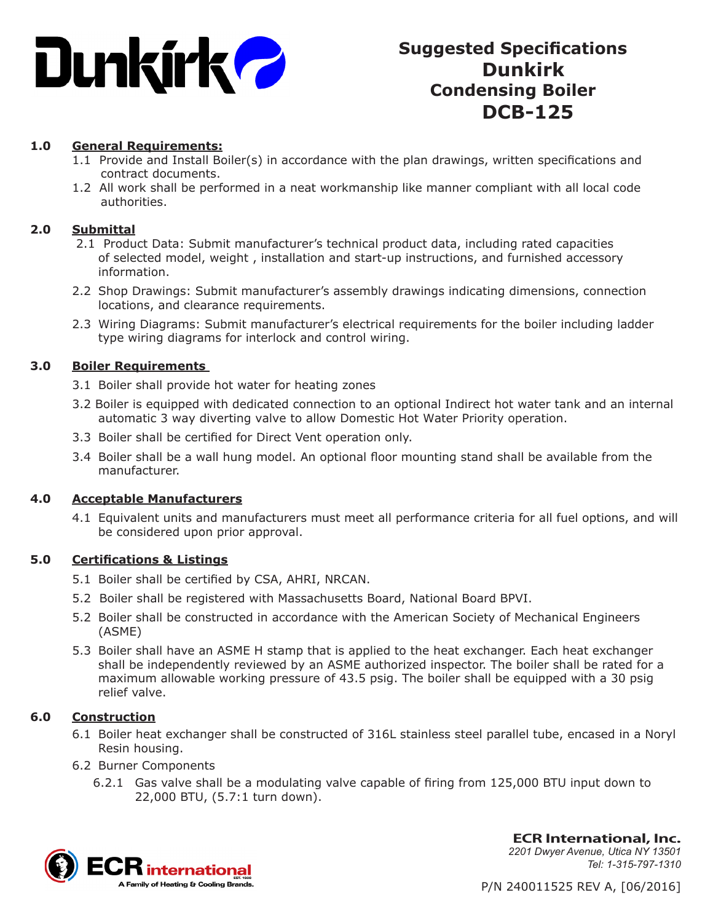Dunkirk

# Suggested Specifications
# Dunkirk
# Condensing Boiler
# DCB-125

## 1.0 General Requirements:

1.1 Provide and Install Boiler(s) in accordance with the plan drawings, written specifications and contract documents.

1.2 All work shall be performed in a neat workmanship like manner compliant with all local code authorities.

## 2.0 Submittal

2.1 Product Data: Submit manufacturer's technical product data, including rated capacities of selected model, weight , installation and start-up instructions, and furnished accessory information.

2.2 Shop Drawings: Submit manufacturer's assembly drawings indicating dimensions, connection locations, and clearance requirements.

2.3 Wiring Diagrams: Submit manufacturer's electrical requirements for the boiler including ladder type wiring diagrams for interlock and control wiring.

## 3.0 Boiler Requirements

3.1 Boiler shall provide hot water for heating zones

3.2 Boiler is equipped with dedicated connection to an optional Indirect hot water tank and an internal automatic 3 way diverting valve to allow Domestic Hot Water Priority operation.

3.3 Boiler shall be certified for Direct Vent operation only.

3.4 Boiler shall be a wall hung model. An optional floor mounting stand shall be available from the manufacturer.

## 4.0 Acceptable Manufacturers

4.1 Equivalent units and manufacturers must meet all performance criteria for all fuel options, and will be considered upon prior approval.

## 5.0 Certifications & Listings

5.1 Boiler shall be certified by CSA, AHRI, NRCAN.

5.2 Boiler shall be registered with Massachusetts Board, National Board BPVI.

5.2 Boiler shall be constructed in accordance with the American Society of Mechanical Engineers (ASME)

5.3 Boiler shall have an ASME H stamp that is applied to the heat exchanger. Each heat exchanger shall be independently reviewed by an ASME authorized inspector. The boiler shall be rated for a maximum allowable working pressure of 43.5 psig. The boiler shall be equipped with a 30 psig relief valve.

## 6.0 Construction

6.1 Boiler heat exchanger shall be constructed of 316L stainless steel parallel tube, encased in a Noryl Resin housing.

6.2 Burner Components

6.2.1 Gas valve shall be a modulating valve capable of firing from 125,000 BTU input down to 22,000 BTU, (5.7:1 turn down).

ECR international — A Family of Heating & Cooling Brands.

**ECR International, Inc.**
*2201 Dwyer Avenue, Utica NY 13501*
*Tel: 1-315-797-1310*

P/N 240011525 REV A, [06/2016]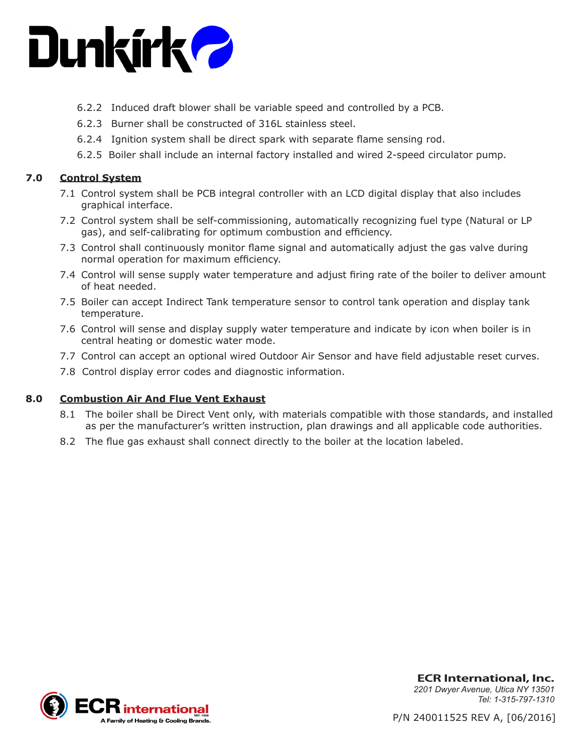6.2.2 Induced draft blower shall be variable speed and controlled by a PCB.

6.2.3 Burner shall be constructed of 316L stainless steel.

6.2.4 Ignition system shall be direct spark with separate flame sensing rod.

6.2.5 Boiler shall include an internal factory installed and wired 2-speed circulator pump.

## 7.0 Control System

7.1 Control system shall be PCB integral controller with an LCD digital display that also includes graphical interface.

7.2 Control system shall be self-commissioning, automatically recognizing fuel type (Natural or LP gas), and self-calibrating for optimum combustion and efficiency.

7.3 Control shall continuously monitor flame signal and automatically adjust the gas valve during normal operation for maximum efficiency.

7.4 Control will sense supply water temperature and adjust firing rate of the boiler to deliver amount of heat needed.

7.5 Boiler can accept Indirect Tank temperature sensor to control tank operation and display tank temperature.

7.6 Control will sense and display supply water temperature and indicate by icon when boiler is in central heating or domestic water mode.

7.7 Control can accept an optional wired Outdoor Air Sensor and have field adjustable reset curves.

7.8 Control display error codes and diagnostic information.

## 8.0 Combustion Air And Flue Vent Exhaust

8.1 The boiler shall be Direct Vent only, with materials compatible with those standards, and installed as per the manufacturer's written instruction, plan drawings and all applicable code authorities.

8.2 The flue gas exhaust shall connect directly to the boiler at the location labeled.

**ECR International, Inc.**
*2201 Dwyer Avenue, Utica NY 13501*
*Tel: 1-315-797-1310*

P/N 240011525 REV A, [06/2016]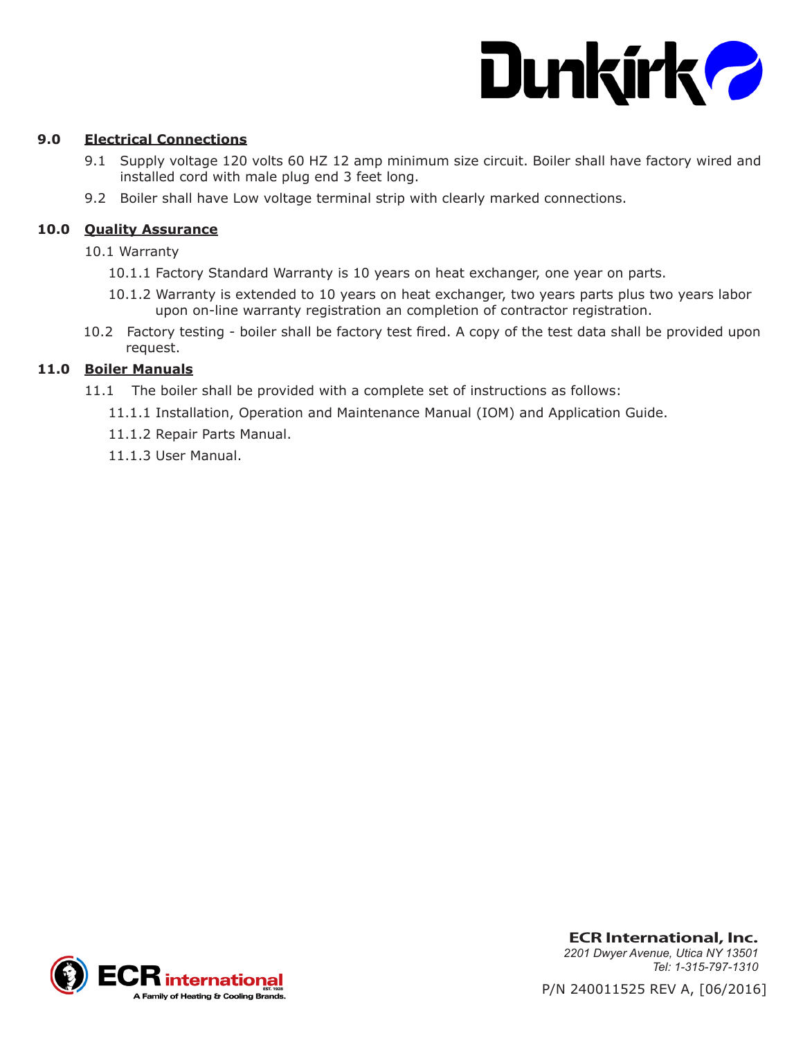## 9.0 Electrical Connections

9.1 Supply voltage 120 volts 60 HZ 12 amp minimum size circuit. Boiler shall have factory wired and installed cord with male plug end 3 feet long.

9.2 Boiler shall have Low voltage terminal strip with clearly marked connections.

## 10.0 Quality Assurance

10.1 Warranty

10.1.1 Factory Standard Warranty is 10 years on heat exchanger, one year on parts.

10.1.2 Warranty is extended to 10 years on heat exchanger, two years parts plus two years labor upon on-line warranty registration an completion of contractor registration.

10.2 Factory testing - boiler shall be factory test fired. A copy of the test data shall be provided upon request.

## 11.0 Boiler Manuals

11.1 The boiler shall be provided with a complete set of instructions as follows:

11.1.1 Installation, Operation and Maintenance Manual (IOM) and Application Guide.

11.1.2 Repair Parts Manual.

11.1.3 User Manual.

**ECR International, Inc.**
*2201 Dwyer Avenue, Utica NY 13501*
*Tel: 1-315-797-1310*

P/N 240011525 REV A, [06/2016]